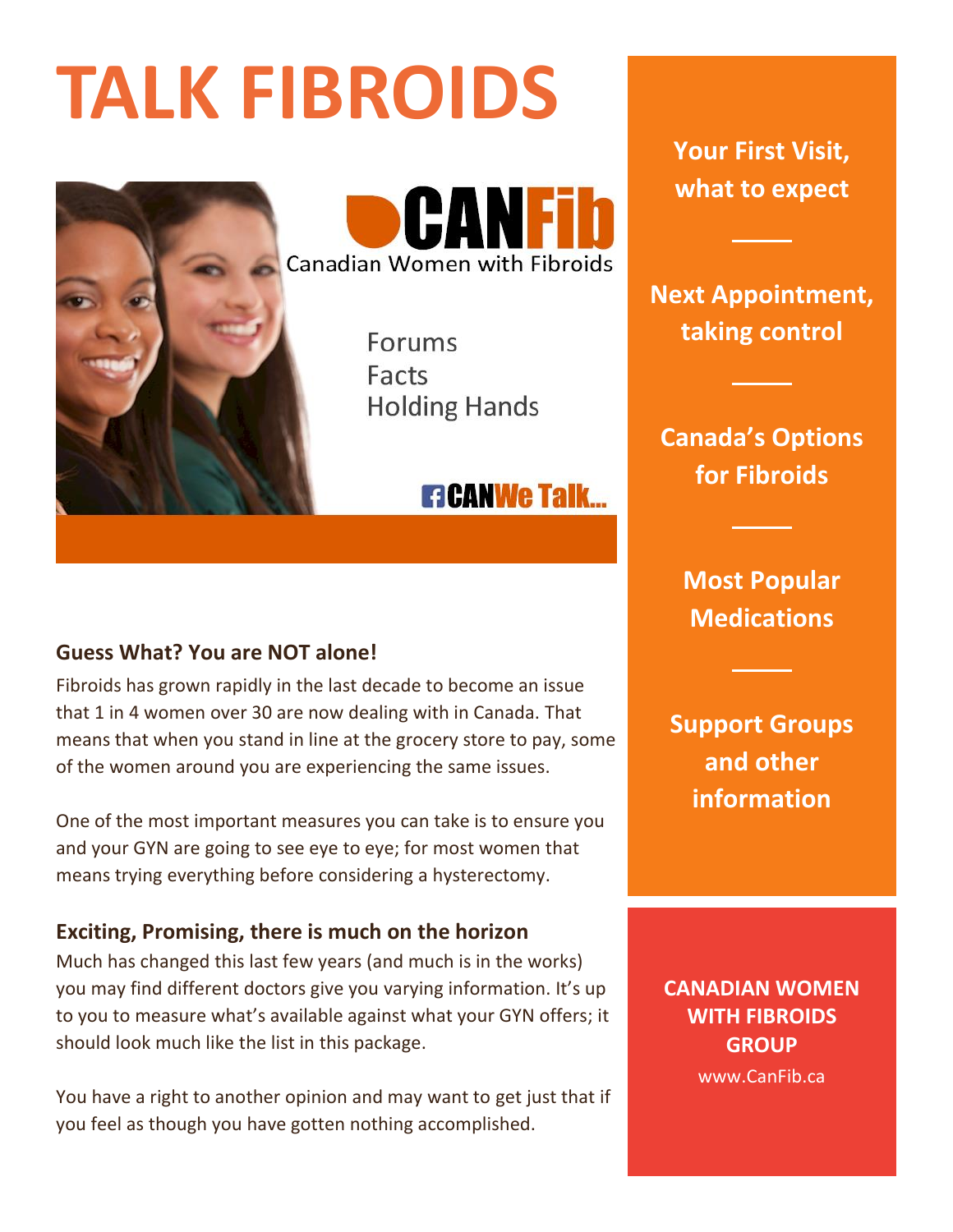# TALK FIBROIDS

CANFib

Canadian Women with Fibroids

Forums
Facts
Holding Hands

CANWe Talk...

## Guess What? You are NOT alone!

Fibroids has grown rapidly in the last decade to become an issue that 1 in 4 women over 30 are now dealing with in Canada. That means that when you stand in line at the grocery store to pay, some of the women around you are experiencing the same issues.

One of the most important measures you can take is to ensure you and your GYN are going to see eye to eye; for most women that means trying everything before considering a hysterectomy.

## Exciting, Promising, there is much on the horizon

Much has changed this last few years (and much is in the works) you may find different doctors give you varying information. It's up to you to measure what's available against what your GYN offers; it should look much like the list in this package.

You have a right to another opinion and may want to get just that if you feel as though you have gotten nothing accomplished.

**Your First Visit, what to expect**

**Next Appointment, taking control**

**Canada's Options for Fibroids**

**Most Popular Medications**

**Support Groups and other information**

**CANADIAN WOMEN WITH FIBROIDS GROUP**

www.CanFib.ca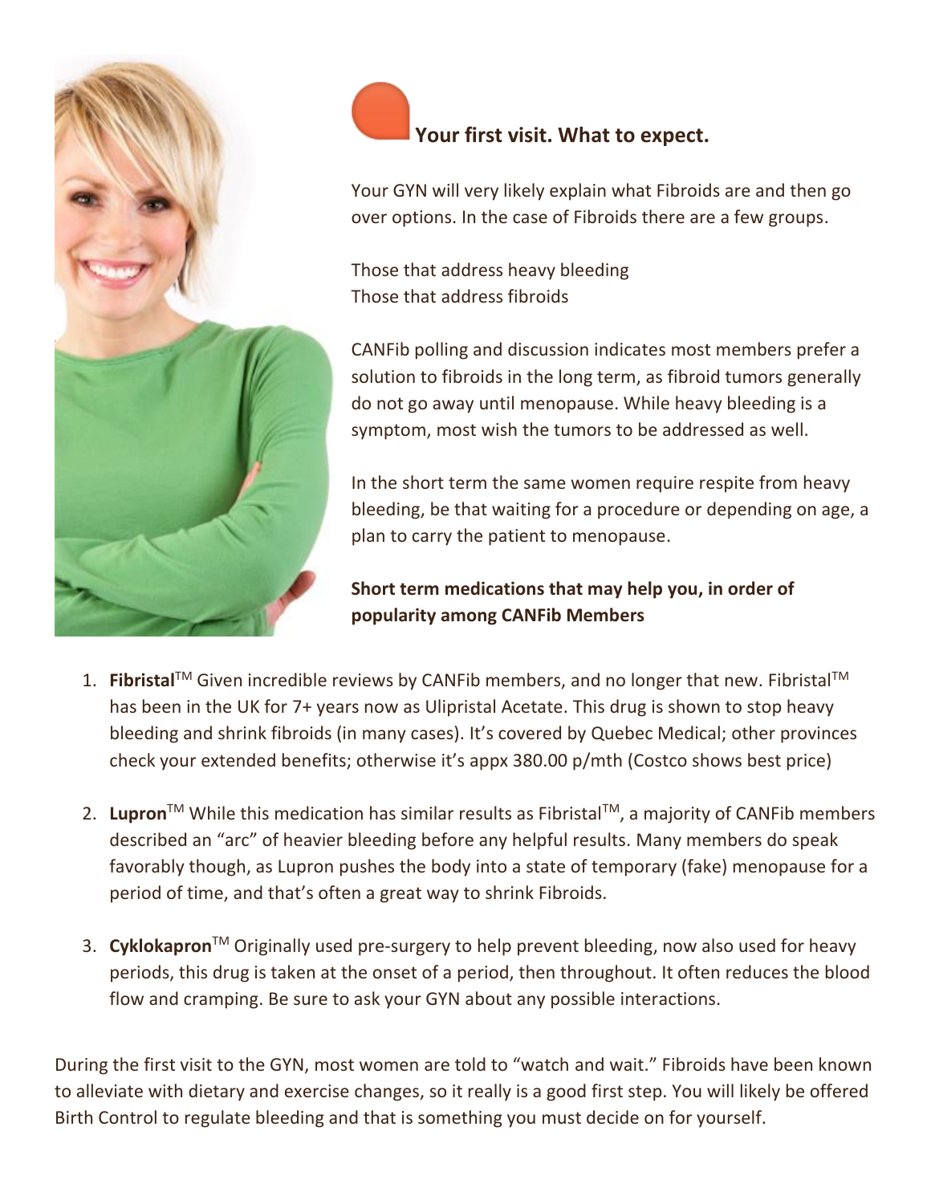## Your first visit. What to expect.

Your GYN will very likely explain what Fibroids are and then go over options. In the case of Fibroids there are a few groups.

Those that address heavy bleeding
Those that address fibroids

CANFib polling and discussion indicates most members prefer a solution to fibroids in the long term, as fibroid tumors generally do not go away until menopause. While heavy bleeding is a symptom, most wish the tumors to be addressed as well.

In the short term the same women require respite from heavy bleeding, be that waiting for a procedure or depending on age, a plan to carry the patient to menopause.

**Short term medications that may help you, in order of popularity among CANFib Members**

1. **Fibristal**™ Given incredible reviews by CANFib members, and no longer that new. Fibristal™ has been in the UK for 7+ years now as Ulipristal Acetate. This drug is shown to stop heavy bleeding and shrink fibroids (in many cases). It's covered by Quebec Medical; other provinces check your extended benefits; otherwise it's appx 380.00 p/mth (Costco shows best price)

2. **Lupron**™ While this medication has similar results as Fibristal™, a majority of CANFib members described an "arc" of heavier bleeding before any helpful results. Many members do speak favorably though, as Lupron pushes the body into a state of temporary (fake) menopause for a period of time, and that's often a great way to shrink Fibroids.

3. **Cyklokapron**™ Originally used pre-surgery to help prevent bleeding, now also used for heavy periods, this drug is taken at the onset of a period, then throughout. It often reduces the blood flow and cramping. Be sure to ask your GYN about any possible interactions.

During the first visit to the GYN, most women are told to "watch and wait." Fibroids have been known to alleviate with dietary and exercise changes, so it really is a good first step. You will likely be offered Birth Control to regulate bleeding and that is something you must decide on for yourself.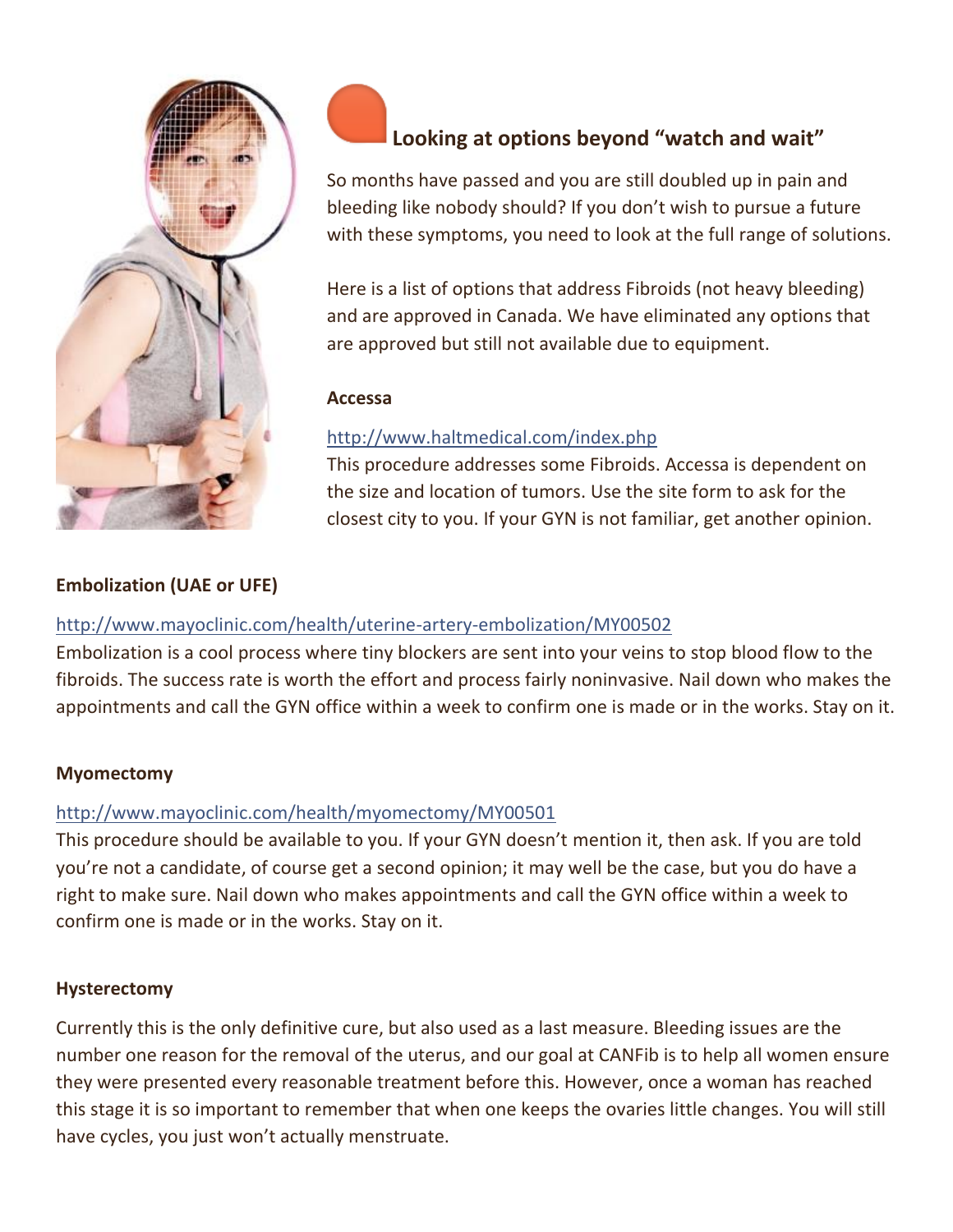## Looking at options beyond "watch and wait"

So months have passed and you are still doubled up in pain and bleeding like nobody should? If you don't wish to pursue a future with these symptoms, you need to look at the full range of solutions.

Here is a list of options that address Fibroids (not heavy bleeding) and are approved in Canada. We have eliminated any options that are approved but still not available due to equipment.

**Accessa**

http://www.haltmedical.com/index.php
This procedure addresses some Fibroids. Accessa is dependent on the size and location of tumors. Use the site form to ask for the closest city to you. If your GYN is not familiar, get another opinion.

**Embolization (UAE or UFE)**

http://www.mayoclinic.com/health/uterine-artery-embolization/MY00502
Embolization is a cool process where tiny blockers are sent into your veins to stop blood flow to the fibroids. The success rate is worth the effort and process fairly noninvasive. Nail down who makes the appointments and call the GYN office within a week to confirm one is made or in the works. Stay on it.

**Myomectomy**

http://www.mayoclinic.com/health/myomectomy/MY00501
This procedure should be available to you. If your GYN doesn't mention it, then ask. If you are told you're not a candidate, of course get a second opinion; it may well be the case, but you do have a right to make sure. Nail down who makes appointments and call the GYN office within a week to confirm one is made or in the works. Stay on it.

**Hysterectomy**

Currently this is the only definitive cure, but also used as a last measure. Bleeding issues are the number one reason for the removal of the uterus, and our goal at CANFib is to help all women ensure they were presented every reasonable treatment before this. However, once a woman has reached this stage it is so important to remember that when one keeps the ovaries little changes. You will still have cycles, you just won't actually menstruate.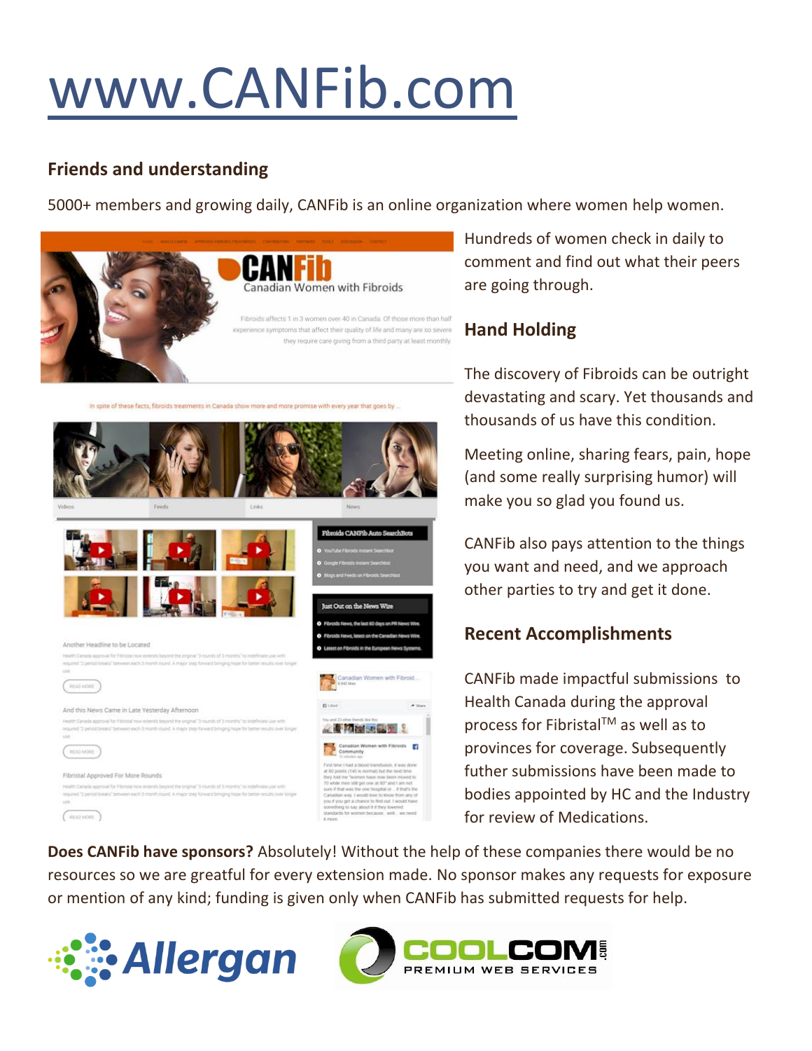# www.CANFib.com

## Friends and understanding

5000+ members and growing daily, CANFib is an online organization where women help women.

Hundreds of women check in daily to comment and find out what their peers are going through.

## Hand Holding

The discovery of Fibroids can be outright devastating and scary. Yet thousands and thousands of us have this condition.

Meeting online, sharing fears, pain, hope (and some really surprising humor) will make you so glad you found us.

CANFib also pays attention to the things you want and need, and we approach other parties to try and get it done.

## Recent Accomplishments

CANFib made impactful submissions to Health Canada during the approval process for Fibristal™ as well as to provinces for coverage. Subsequently futher submissions have been made to bodies appointed by HC and the Industry for review of Medications.

**Does CANFib have sponsors?** Absolutely! Without the help of these companies there would be no resources so we are greatful for every extension made. No sponsor makes any requests for exposure or mention of any kind; funding is given only when CANFib has submitted requests for help.

Allergan

COOLCOM.com PREMIUM WEB SERVICES